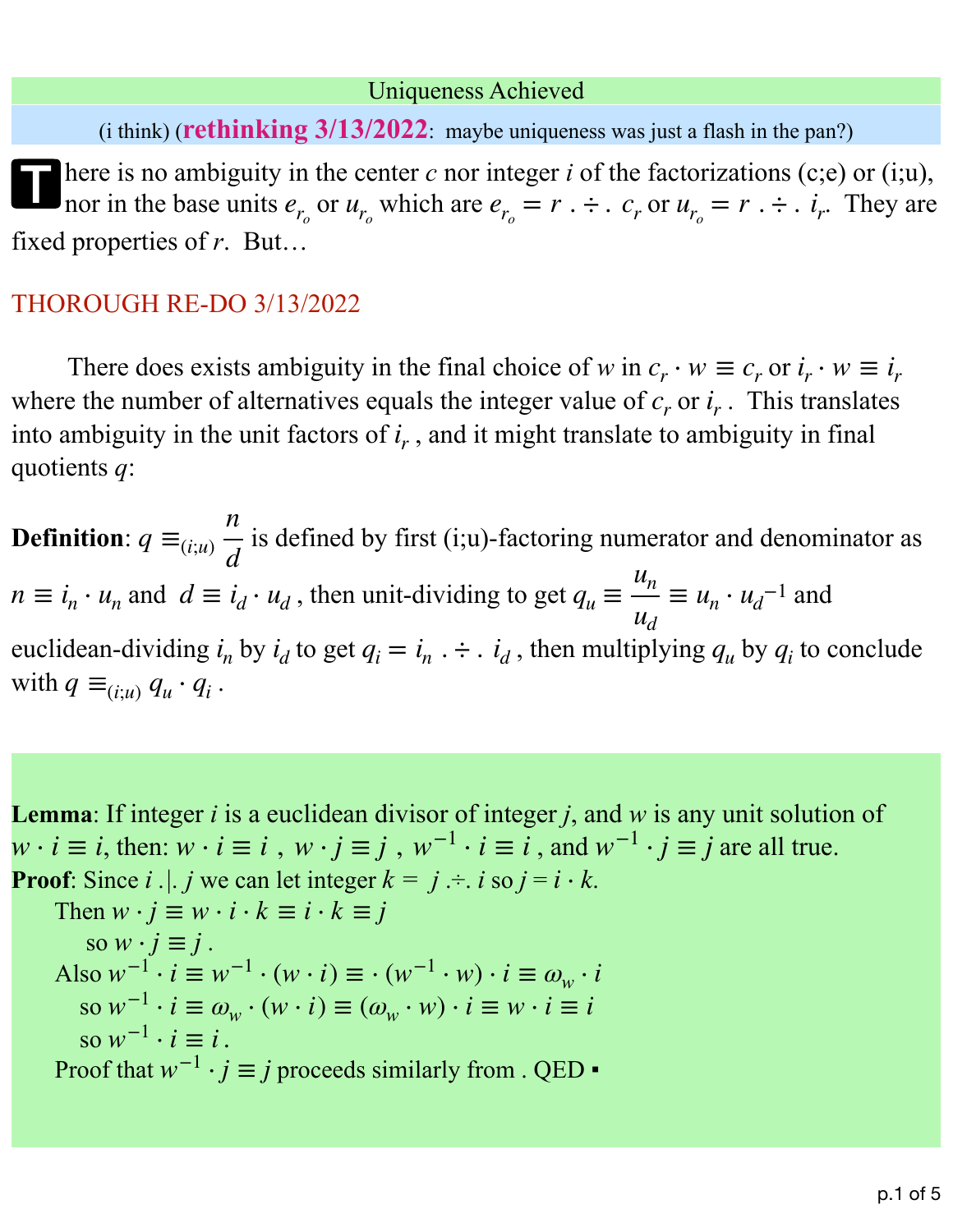# Uniqueness Achieved

(i think) (**rethinking 3/13/2022**: maybe uniqueness was just a flash in the pan?)

There is no ambiguity in the center $c$ nor integer $i$ of the factorizations (c;e) or (i;u), nor in the base units $e_{r_o}$ or $u_{r_o}$ which are $e_{r_o} = r \ .\div.\ c_r$ or $u_{r_o} = r \ .\div.\ i_r$. They are fixed properties of $r$. But…

## THOROUGH RE-DO 3/13/2022

There does exists ambiguity in the final choice of $w$ in $c_r \cdot w \equiv c_r$ or $i_r \cdot w \equiv i_r$ where the number of alternatives equals the integer value of $c_r$ or $i_r$. This translates into ambiguity in the unit factors of $i_r$, and it might translate to ambiguity in final quotients $q$:

**Definition**: $q \equiv_{(i;u)} \dfrac{n}{d}$ is defined by first (i;u)-factoring numerator and denominator as $n \equiv i_n \cdot u_n$ and $d \equiv i_d \cdot u_d$, then unit-dividing to get $q_u \equiv \dfrac{u_n}{u_d} \equiv u_n \cdot {u_d}^{-1}$ and euclidean-dividing $i_n$ by $i_d$ to get $q_i = i_n \ .\div.\ i_d$, then multiplying $q_u$ by $q_i$ to conclude with $q \equiv_{(i;u)} q_u \cdot q_i$.

**Lemma**: If integer $i$ is a euclidean divisor of integer $j$, and $w$ is any unit solution of $w \cdot i \equiv i$, then: $w \cdot i \equiv i$ , $w \cdot j \equiv j$ , $w^{-1} \cdot i \equiv i$ , and $w^{-1} \cdot j \equiv j$ are all true.

**Proof**: Since $i \ .|.\ j$ we can let integer $k = \ j \ .\div.\ i$ so $j = i \cdot k$.

Then $w \cdot j \equiv w \cdot i \cdot k \equiv i \cdot k \equiv j$

so $w \cdot j \equiv j$.

Also $w^{-1} \cdot i \equiv w^{-1} \cdot (w \cdot i) \equiv \cdot (w^{-1} \cdot w) \cdot i \equiv \omega_w \cdot i$

so $w^{-1} \cdot i \equiv \omega_w \cdot (w \cdot i) \equiv (\omega_w \cdot w) \cdot i \equiv w \cdot i \equiv i$

so $w^{-1} \cdot i \equiv i$.

Proof that $w^{-1} \cdot j \equiv j$ proceeds similarly from . QED ▪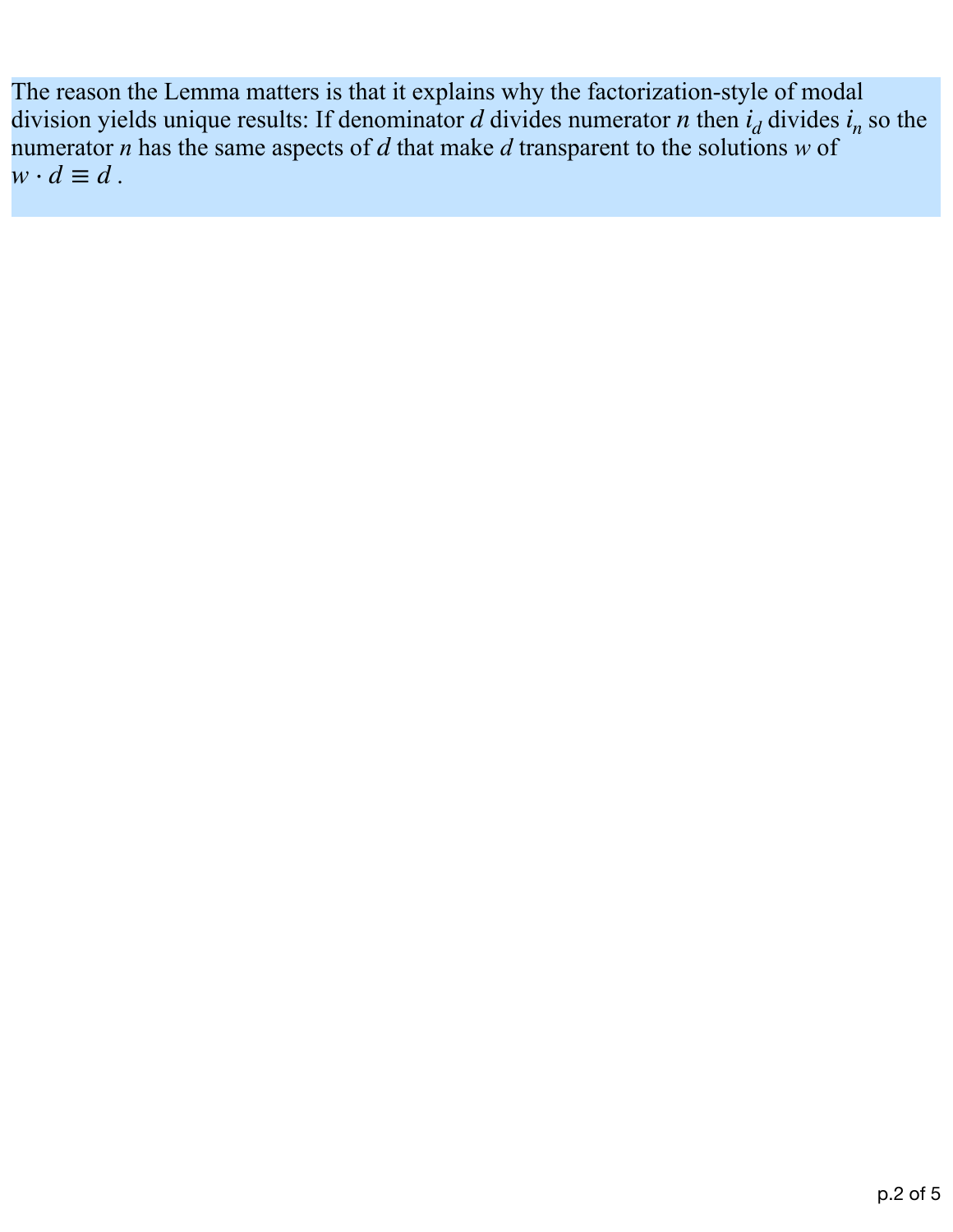The reason the Lemma matters is that it explains why the factorization-style of modal division yields unique results: If denominator $d$ divides numerator $n$ then $i_d$ divides $i_n$ so the numerator $n$ has the same aspects of $d$ that make $d$ transparent to the solutions $w$ of $w \cdot d \equiv d$.